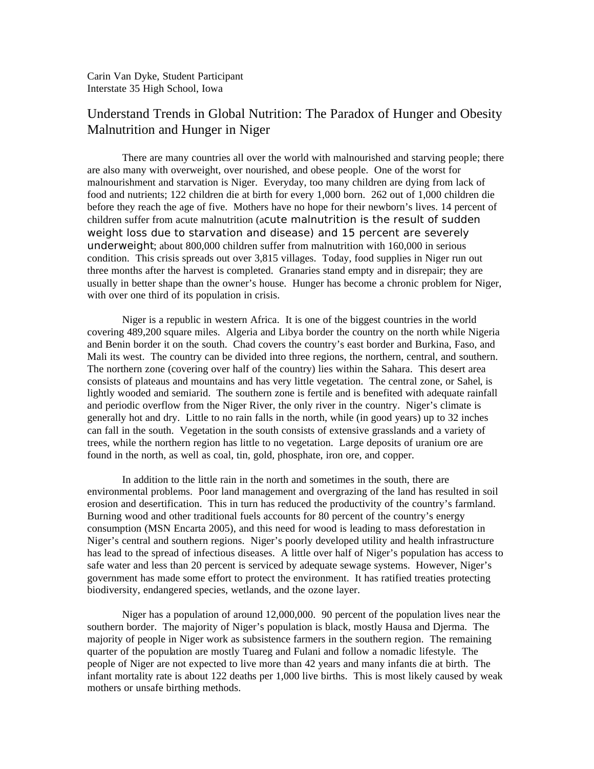Carin Van Dyke, Student Participant
Interstate 35 High School, Iowa

## Understand Trends in Global Nutrition: The Paradox of Hunger and Obesity
## Malnutrition and Hunger in Niger

There are many countries all over the world with malnourished and starving people; there are also many with overweight, over nourished, and obese people. One of the worst for malnourishment and starvation is Niger. Everyday, too many children are dying from lack of food and nutrients; 122 children die at birth for every 1,000 born. 262 out of 1,000 children die before they reach the age of five. Mothers have no hope for their newborn's lives. 14 percent of children suffer from acute malnutrition (acute malnutrition is the result of sudden weight loss due to starvation and disease) and 15 percent are severely underweight; about 800,000 children suffer from malnutrition with 160,000 in serious condition. This crisis spreads out over 3,815 villages. Today, food supplies in Niger run out three months after the harvest is completed. Granaries stand empty and in disrepair; they are usually in better shape than the owner's house. Hunger has become a chronic problem for Niger, with over one third of its population in crisis.

Niger is a republic in western Africa. It is one of the biggest countries in the world covering 489,200 square miles. Algeria and Libya border the country on the north while Nigeria and Benin border it on the south. Chad covers the country's east border and Burkina, Faso, and Mali its west. The country can be divided into three regions, the northern, central, and southern. The northern zone (covering over half of the country) lies within the Sahara. This desert area consists of plateaus and mountains and has very little vegetation. The central zone, or Sahel, is lightly wooded and semiarid. The southern zone is fertile and is benefited with adequate rainfall and periodic overflow from the Niger River, the only river in the country. Niger's climate is generally hot and dry. Little to no rain falls in the north, while (in good years) up to 32 inches can fall in the south. Vegetation in the south consists of extensive grasslands and a variety of trees, while the northern region has little to no vegetation. Large deposits of uranium ore are found in the north, as well as coal, tin, gold, phosphate, iron ore, and copper.

In addition to the little rain in the north and sometimes in the south, there are environmental problems. Poor land management and overgrazing of the land has resulted in soil erosion and desertification. This in turn has reduced the productivity of the country's farmland. Burning wood and other traditional fuels accounts for 80 percent of the country's energy consumption (MSN Encarta 2005), and this need for wood is leading to mass deforestation in Niger's central and southern regions. Niger's poorly developed utility and health infrastructure has lead to the spread of infectious diseases. A little over half of Niger's population has access to safe water and less than 20 percent is serviced by adequate sewage systems. However, Niger's government has made some effort to protect the environment. It has ratified treaties protecting biodiversity, endangered species, wetlands, and the ozone layer.

Niger has a population of around 12,000,000. 90 percent of the population lives near the southern border. The majority of Niger's population is black, mostly Hausa and Djerma. The majority of people in Niger work as subsistence farmers in the southern region. The remaining quarter of the population are mostly Tuareg and Fulani and follow a nomadic lifestyle. The people of Niger are not expected to live more than 42 years and many infants die at birth. The infant mortality rate is about 122 deaths per 1,000 live births. This is most likely caused by weak mothers or unsafe birthing methods.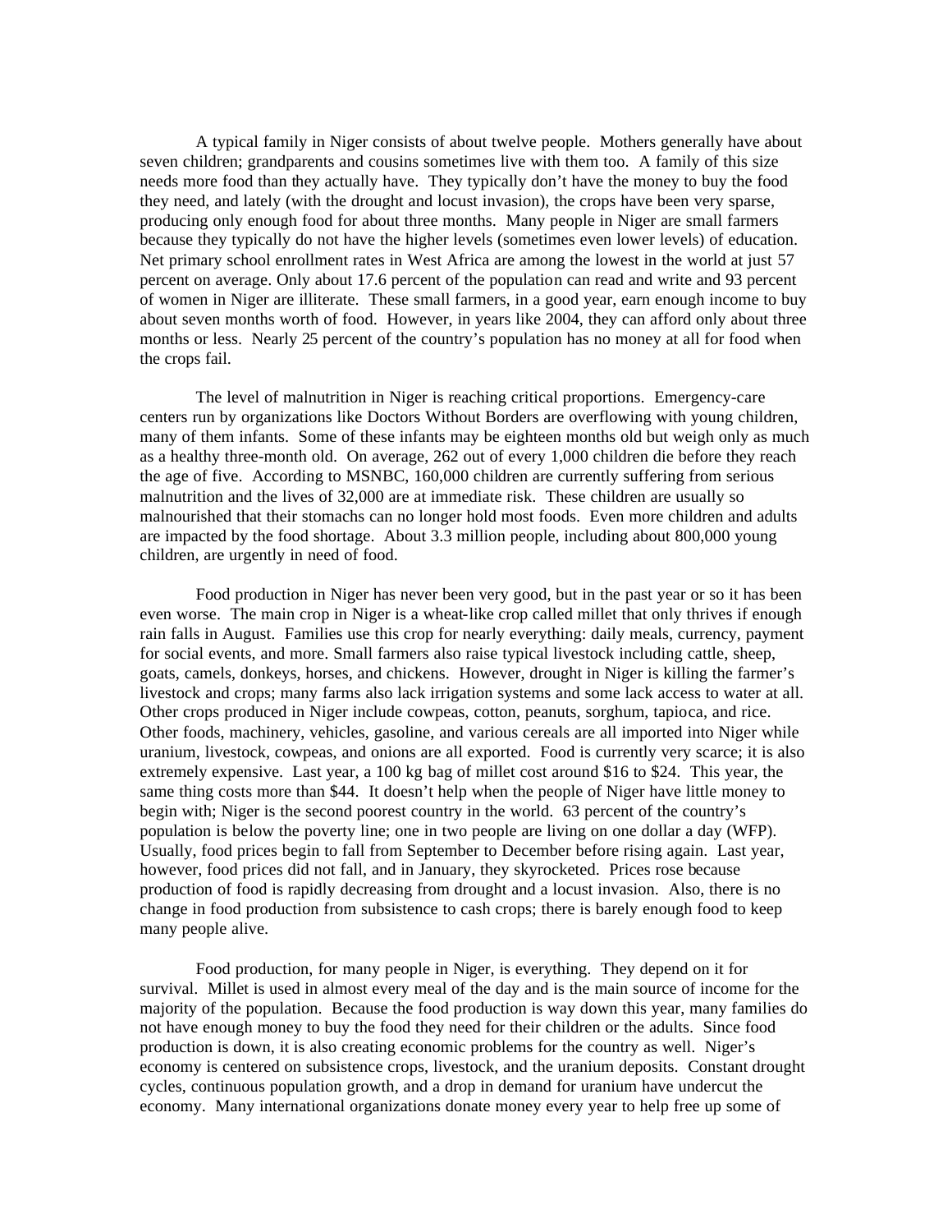A typical family in Niger consists of about twelve people. Mothers generally have about seven children; grandparents and cousins sometimes live with them too. A family of this size needs more food than they actually have. They typically don't have the money to buy the food they need, and lately (with the drought and locust invasion), the crops have been very sparse, producing only enough food for about three months. Many people in Niger are small farmers because they typically do not have the higher levels (sometimes even lower levels) of education. Net primary school enrollment rates in West Africa are among the lowest in the world at just 57 percent on average. Only about 17.6 percent of the population can read and write and 93 percent of women in Niger are illiterate. These small farmers, in a good year, earn enough income to buy about seven months worth of food. However, in years like 2004, they can afford only about three months or less. Nearly 25 percent of the country's population has no money at all for food when the crops fail.

The level of malnutrition in Niger is reaching critical proportions. Emergency-care centers run by organizations like Doctors Without Borders are overflowing with young children, many of them infants. Some of these infants may be eighteen months old but weigh only as much as a healthy three-month old. On average, 262 out of every 1,000 children die before they reach the age of five. According to MSNBC, 160,000 children are currently suffering from serious malnutrition and the lives of 32,000 are at immediate risk. These children are usually so malnourished that their stomachs can no longer hold most foods. Even more children and adults are impacted by the food shortage. About 3.3 million people, including about 800,000 young children, are urgently in need of food.

Food production in Niger has never been very good, but in the past year or so it has been even worse. The main crop in Niger is a wheat-like crop called millet that only thrives if enough rain falls in August. Families use this crop for nearly everything: daily meals, currency, payment for social events, and more. Small farmers also raise typical livestock including cattle, sheep, goats, camels, donkeys, horses, and chickens. However, drought in Niger is killing the farmer's livestock and crops; many farms also lack irrigation systems and some lack access to water at all. Other crops produced in Niger include cowpeas, cotton, peanuts, sorghum, tapioca, and rice. Other foods, machinery, vehicles, gasoline, and various cereals are all imported into Niger while uranium, livestock, cowpeas, and onions are all exported. Food is currently very scarce; it is also extremely expensive. Last year, a 100 kg bag of millet cost around $16 to $24. This year, the same thing costs more than $44. It doesn't help when the people of Niger have little money to begin with; Niger is the second poorest country in the world. 63 percent of the country's population is below the poverty line; one in two people are living on one dollar a day (WFP). Usually, food prices begin to fall from September to December before rising again. Last year, however, food prices did not fall, and in January, they skyrocketed. Prices rose because production of food is rapidly decreasing from drought and a locust invasion. Also, there is no change in food production from subsistence to cash crops; there is barely enough food to keep many people alive.

Food production, for many people in Niger, is everything. They depend on it for survival. Millet is used in almost every meal of the day and is the main source of income for the majority of the population. Because the food production is way down this year, many families do not have enough money to buy the food they need for their children or the adults. Since food production is down, it is also creating economic problems for the country as well. Niger's economy is centered on subsistence crops, livestock, and the uranium deposits. Constant drought cycles, continuous population growth, and a drop in demand for uranium have undercut the economy. Many international organizations donate money every year to help free up some of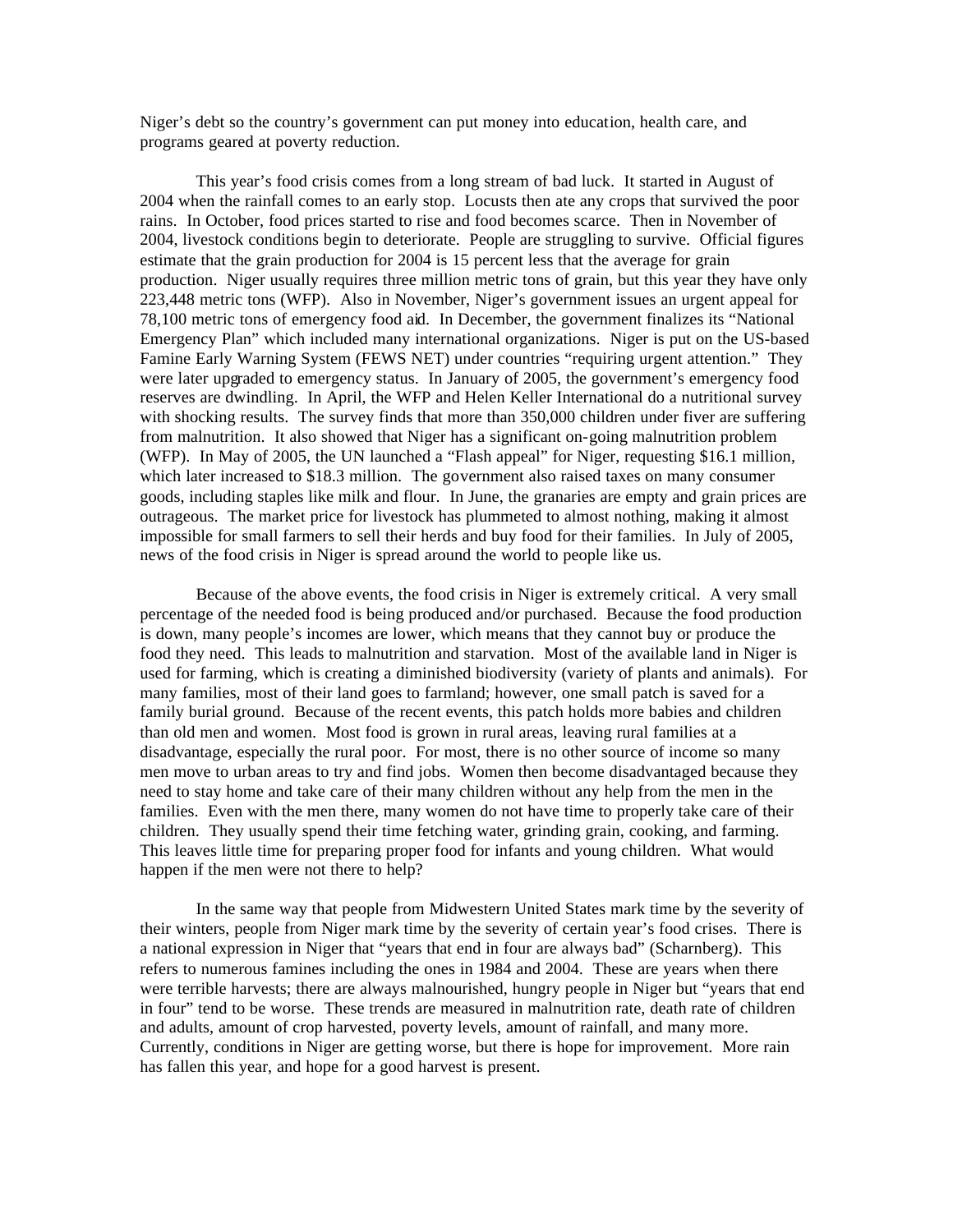Niger's debt so the country's government can put money into education, health care, and programs geared at poverty reduction.

This year's food crisis comes from a long stream of bad luck. It started in August of 2004 when the rainfall comes to an early stop. Locusts then ate any crops that survived the poor rains. In October, food prices started to rise and food becomes scarce. Then in November of 2004, livestock conditions begin to deteriorate. People are struggling to survive. Official figures estimate that the grain production for 2004 is 15 percent less that the average for grain production. Niger usually requires three million metric tons of grain, but this year they have only 223,448 metric tons (WFP). Also in November, Niger's government issues an urgent appeal for 78,100 metric tons of emergency food aid. In December, the government finalizes its "National Emergency Plan" which included many international organizations. Niger is put on the US-based Famine Early Warning System (FEWS NET) under countries "requiring urgent attention." They were later upgraded to emergency status. In January of 2005, the government's emergency food reserves are dwindling. In April, the WFP and Helen Keller International do a nutritional survey with shocking results. The survey finds that more than 350,000 children under fiver are suffering from malnutrition. It also showed that Niger has a significant on-going malnutrition problem (WFP). In May of 2005, the UN launched a "Flash appeal" for Niger, requesting $16.1 million, which later increased to $18.3 million. The government also raised taxes on many consumer goods, including staples like milk and flour. In June, the granaries are empty and grain prices are outrageous. The market price for livestock has plummeted to almost nothing, making it almost impossible for small farmers to sell their herds and buy food for their families. In July of 2005, news of the food crisis in Niger is spread around the world to people like us.

Because of the above events, the food crisis in Niger is extremely critical. A very small percentage of the needed food is being produced and/or purchased. Because the food production is down, many people's incomes are lower, which means that they cannot buy or produce the food they need. This leads to malnutrition and starvation. Most of the available land in Niger is used for farming, which is creating a diminished biodiversity (variety of plants and animals). For many families, most of their land goes to farmland; however, one small patch is saved for a family burial ground. Because of the recent events, this patch holds more babies and children than old men and women. Most food is grown in rural areas, leaving rural families at a disadvantage, especially the rural poor. For most, there is no other source of income so many men move to urban areas to try and find jobs. Women then become disadvantaged because they need to stay home and take care of their many children without any help from the men in the families. Even with the men there, many women do not have time to properly take care of their children. They usually spend their time fetching water, grinding grain, cooking, and farming. This leaves little time for preparing proper food for infants and young children. What would happen if the men were not there to help?

In the same way that people from Midwestern United States mark time by the severity of their winters, people from Niger mark time by the severity of certain year's food crises. There is a national expression in Niger that "years that end in four are always bad" (Scharnberg). This refers to numerous famines including the ones in 1984 and 2004. These are years when there were terrible harvests; there are always malnourished, hungry people in Niger but "years that end in four" tend to be worse. These trends are measured in malnutrition rate, death rate of children and adults, amount of crop harvested, poverty levels, amount of rainfall, and many more. Currently, conditions in Niger are getting worse, but there is hope for improvement. More rain has fallen this year, and hope for a good harvest is present.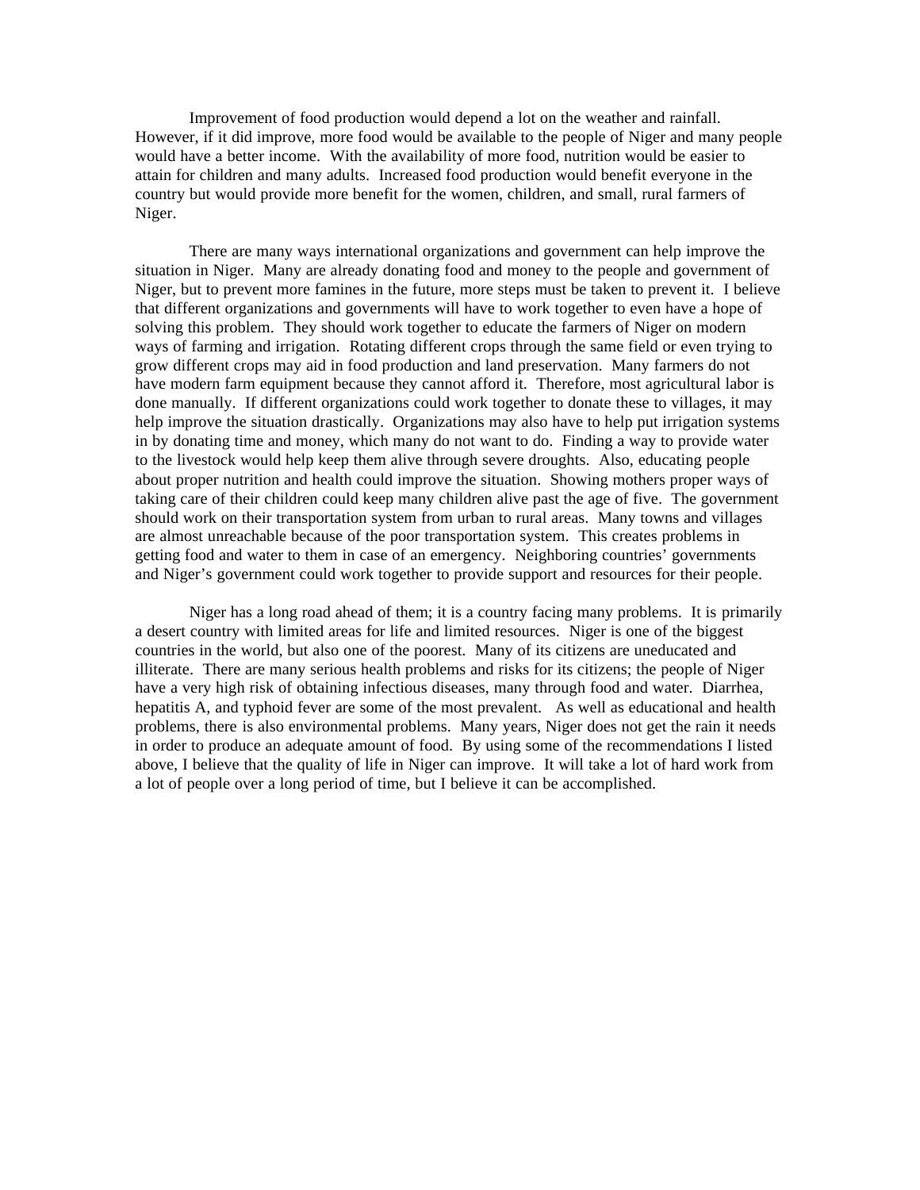Improvement of food production would depend a lot on the weather and rainfall. However, if it did improve, more food would be available to the people of Niger and many people would have a better income. With the availability of more food, nutrition would be easier to attain for children and many adults. Increased food production would benefit everyone in the country but would provide more benefit for the women, children, and small, rural farmers of Niger.

There are many ways international organizations and government can help improve the situation in Niger. Many are already donating food and money to the people and government of Niger, but to prevent more famines in the future, more steps must be taken to prevent it. I believe that different organizations and governments will have to work together to even have a hope of solving this problem. They should work together to educate the farmers of Niger on modern ways of farming and irrigation. Rotating different crops through the same field or even trying to grow different crops may aid in food production and land preservation. Many farmers do not have modern farm equipment because they cannot afford it. Therefore, most agricultural labor is done manually. If different organizations could work together to donate these to villages, it may help improve the situation drastically. Organizations may also have to help put irrigation systems in by donating time and money, which many do not want to do. Finding a way to provide water to the livestock would help keep them alive through severe droughts. Also, educating people about proper nutrition and health could improve the situation. Showing mothers proper ways of taking care of their children could keep many children alive past the age of five. The government should work on their transportation system from urban to rural areas. Many towns and villages are almost unreachable because of the poor transportation system. This creates problems in getting food and water to them in case of an emergency. Neighboring countries' governments and Niger's government could work together to provide support and resources for their people.

Niger has a long road ahead of them; it is a country facing many problems. It is primarily a desert country with limited areas for life and limited resources. Niger is one of the biggest countries in the world, but also one of the poorest. Many of its citizens are uneducated and illiterate. There are many serious health problems and risks for its citizens; the people of Niger have a very high risk of obtaining infectious diseases, many through food and water. Diarrhea, hepatitis A, and typhoid fever are some of the most prevalent. As well as educational and health problems, there is also environmental problems. Many years, Niger does not get the rain it needs in order to produce an adequate amount of food. By using some of the recommendations I listed above, I believe that the quality of life in Niger can improve. It will take a lot of hard work from a lot of people over a long period of time, but I believe it can be accomplished.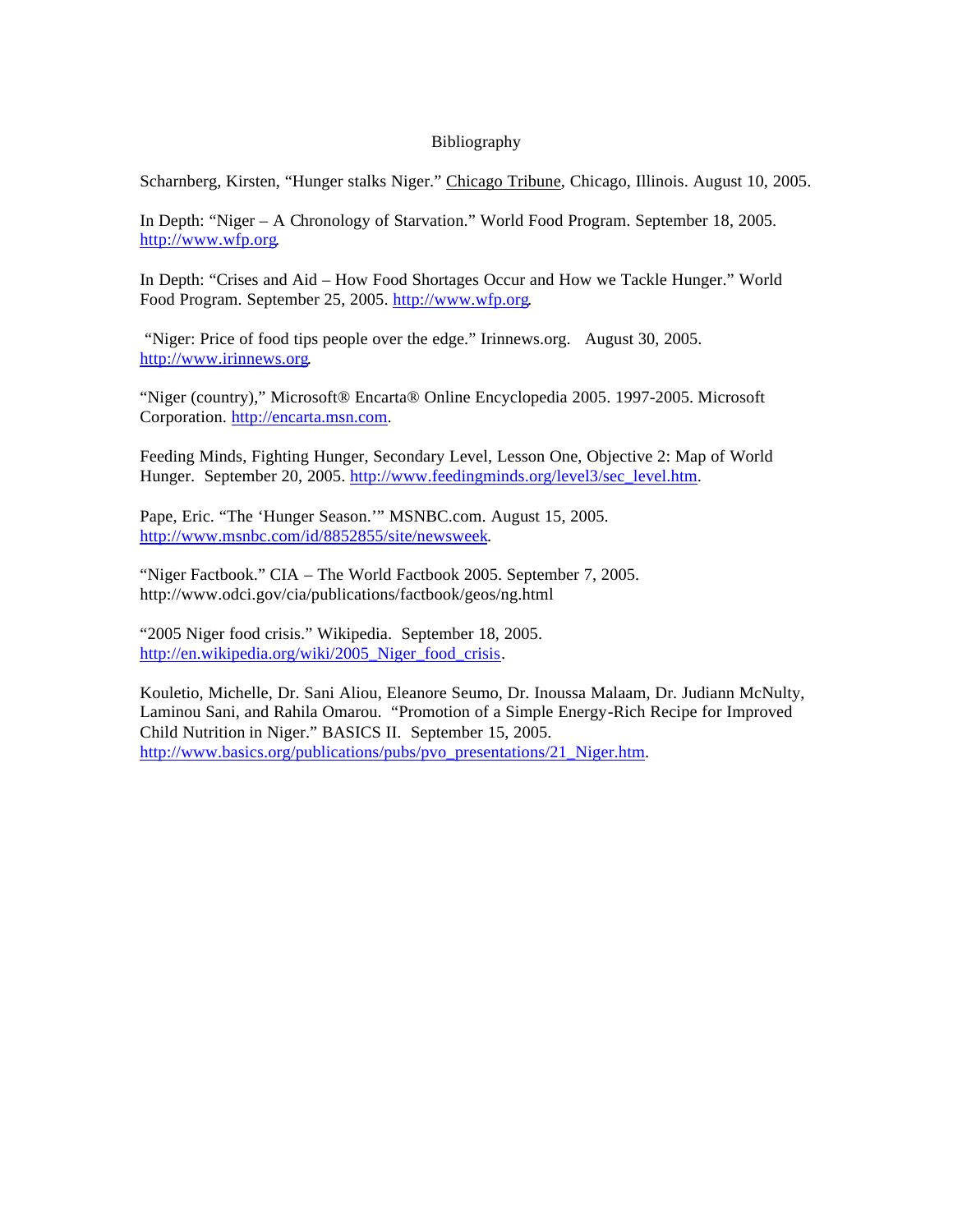# Bibliography

Scharnberg, Kirsten, "Hunger stalks Niger." Chicago Tribune, Chicago, Illinois. August 10, 2005.

In Depth: "Niger – A Chronology of Starvation." World Food Program. September 18, 2005. http://www.wfp.org.

In Depth: "Crises and Aid – How Food Shortages Occur and How we Tackle Hunger." World Food Program. September 25, 2005. http://www.wfp.org.

"Niger: Price of food tips people over the edge." Irinnews.org. August 30, 2005. http://www.irinnews.org.

"Niger (country)," Microsoft® Encarta® Online Encyclopedia 2005. 1997-2005. Microsoft Corporation. http://encarta.msn.com.

Feeding Minds, Fighting Hunger, Secondary Level, Lesson One, Objective 2: Map of World Hunger. September 20, 2005. http://www.feedingminds.org/level3/sec_level.htm.

Pape, Eric. "The 'Hunger Season.'" MSNBC.com. August 15, 2005. http://www.msnbc.com/id/8852855/site/newsweek.

"Niger Factbook." CIA – The World Factbook 2005. September 7, 2005. http://www.odci.gov/cia/publications/factbook/geos/ng.html

"2005 Niger food crisis." Wikipedia. September 18, 2005. http://en.wikipedia.org/wiki/2005_Niger_food_crisis.

Kouletio, Michelle, Dr. Sani Aliou, Eleanore Seumo, Dr. Inoussa Malaam, Dr. Judiann McNulty, Laminou Sani, and Rahila Omarou. "Promotion of a Simple Energy-Rich Recipe for Improved Child Nutrition in Niger." BASICS II. September 15, 2005. http://www.basics.org/publications/pubs/pvo_presentations/21_Niger.htm.